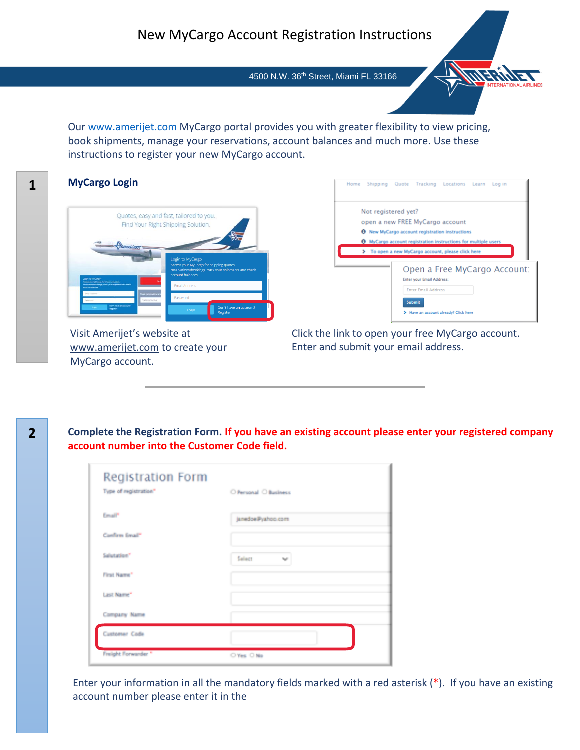# New MyCargo Account Registration Instructions

4500 N.W. 36th Street, Miami FL 33166

Our www.amerijet.com MyCargo portal provides you with greater flexibility to view pricing, book shipments, manage your reservations, account balances and much more. Use these instructions to register your new MyCargo account.

## 1

### MyCargo Login

Visit Amerijet's website at www.amerijet.com to create your MyCargo account.

Click the link to open your free MyCargo account. Enter and submit your email address.

---

## 2

**Complete the Registration Form. If you have an existing account please enter your registered company account number into the Customer Code field.**

Enter your information in all the mandatory fields marked with a red asterisk (*). If you have an existing account number please enter it in the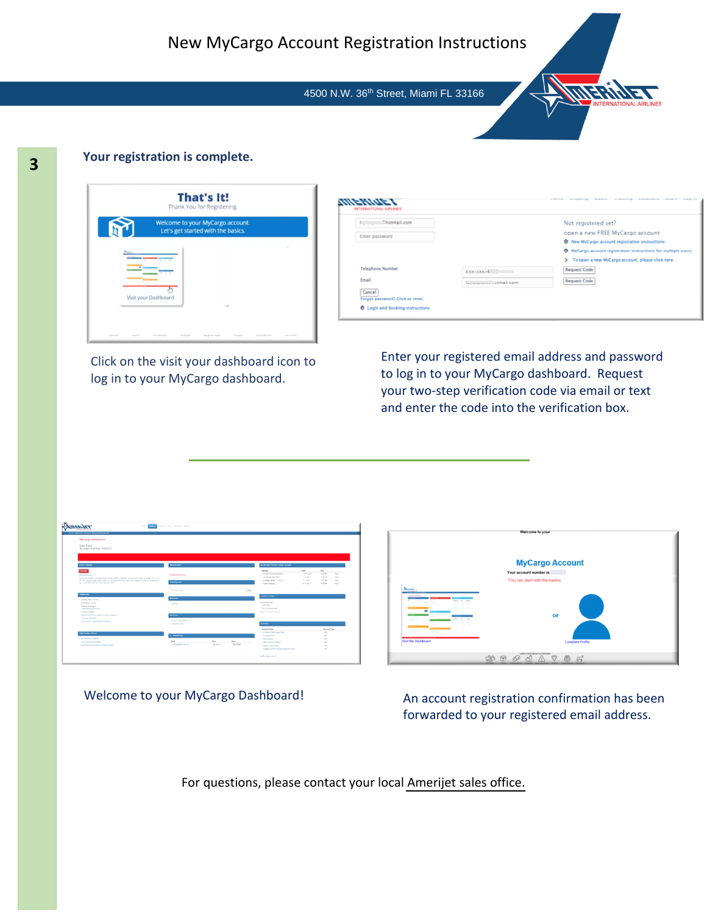# New MyCargo Account Registration Instructions

4500 N.W. 36th Street, Miami FL 33166

**3**

## Your registration is complete.

Click on the visit your dashboard icon to log in to your MyCargo dashboard.

Enter your registered email address and password to log in to your MyCargo dashboard. Request your two-step verification code via email or text and enter the code into the verification box.

Welcome to your MyCargo Dashboard!

An account registration confirmation has been forwarded to your registered email address.

For questions, please contact your local Amerijet sales office.